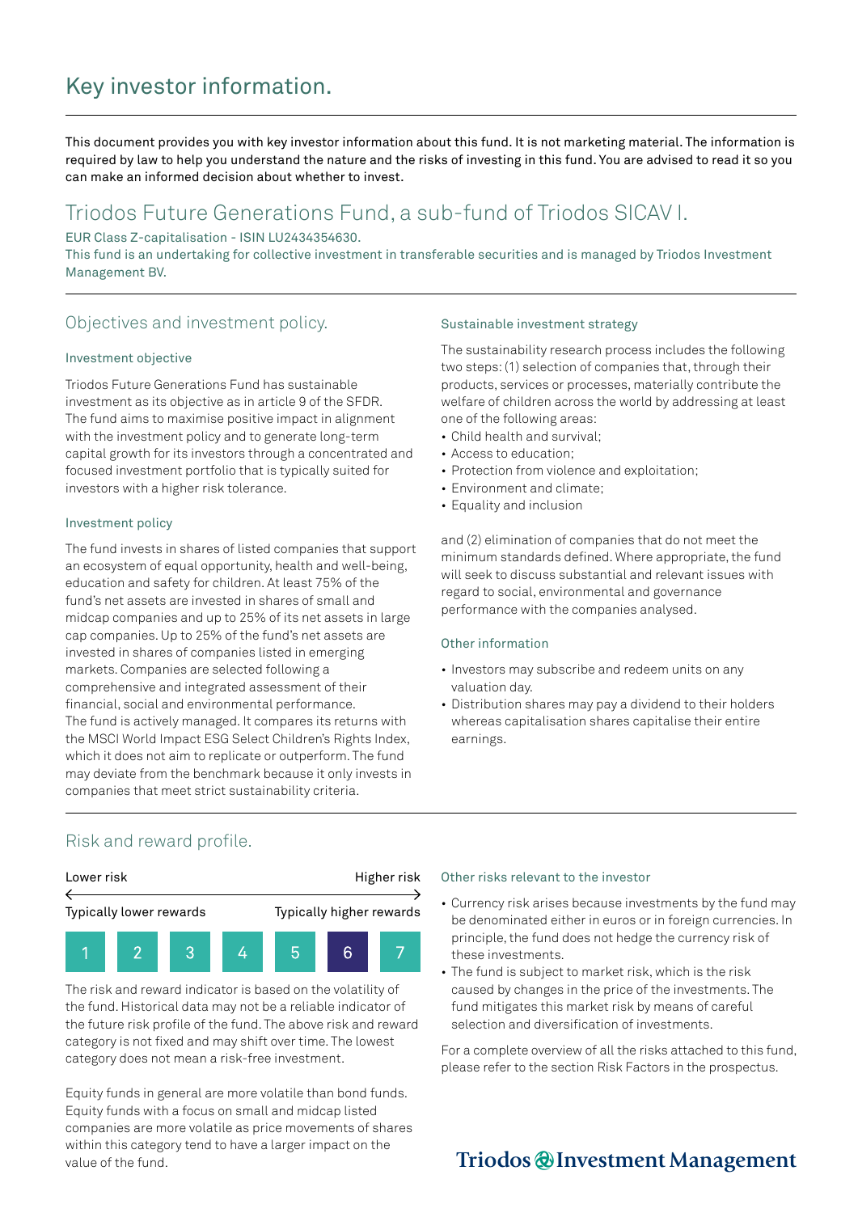# Key investor information.

This document provides you with key investor information about this fund. It is not marketing material. The information is required by law to help you understand the nature and the risks of investing in this fund. You are advised to read it so you can make an informed decision about whether to invest.

## Triodos Future Generations Fund, a sub-fund of Triodos SICAV I.

EUR Class Z-capitalisation - ISIN LU2434354630.
This fund is an undertaking for collective investment in transferable securities and is managed by Triodos Investment Management BV.

## Objectives and investment policy.

### Investment objective

Triodos Future Generations Fund has sustainable investment as its objective as in article 9 of the SFDR. The fund aims to maximise positive impact in alignment with the investment policy and to generate long-term capital growth for its investors through a concentrated and focused investment portfolio that is typically suited for investors with a higher risk tolerance.

### Investment policy

The fund invests in shares of listed companies that support an ecosystem of equal opportunity, health and well-being, education and safety for children. At least 75% of the fund's net assets are invested in shares of small and midcap companies and up to 25% of its net assets in large cap companies. Up to 25% of the fund's net assets are invested in shares of companies listed in emerging markets. Companies are selected following a comprehensive and integrated assessment of their financial, social and environmental performance.
The fund is actively managed. It compares its returns with the MSCI World Impact ESG Select Children's Rights Index, which it does not aim to replicate or outperform. The fund may deviate from the benchmark because it only invests in companies that meet strict sustainability criteria.

### Sustainable investment strategy

The sustainability research process includes the following two steps: (1) selection of companies that, through their products, services or processes, materially contribute the welfare of children across the world by addressing at least one of the following areas:

- Child health and survival;
- Access to education;
- Protection from violence and exploitation;
- Environment and climate;
- Equality and inclusion

and (2) elimination of companies that do not meet the minimum standards defined. Where appropriate, the fund will seek to discuss substantial and relevant issues with regard to social, environmental and governance performance with the companies analysed.

### Other information

- Investors may subscribe and redeem units on any valuation day.
- Distribution shares may pay a dividend to their holders whereas capitalisation shares capitalise their entire earnings.

## Risk and reward profile.

| Lower risk | | | | | | Higher risk |
|---|---|---|---|---|---|---|
| Typically lower rewards | | | | | | Typically higher rewards |
| 1 | 2 | 3 | 4 | 5 | **6** | 7 |

The risk and reward indicator is based on the volatility of the fund. Historical data may not be a reliable indicator of the future risk profile of the fund. The above risk and reward category is not fixed and may shift over time. The lowest category does not mean a risk-free investment.

Equity funds in general are more volatile than bond funds. Equity funds with a focus on small and midcap listed companies are more volatile as price movements of shares within this category tend to have a larger impact on the value of the fund.

### Other risks relevant to the investor

- Currency risk arises because investments by the fund may be denominated either in euros or in foreign currencies. In principle, the fund does not hedge the currency risk of these investments.
- The fund is subject to market risk, which is the risk caused by changes in the price of the investments. The fund mitigates this market risk by means of careful selection and diversification of investments.

For a complete overview of all the risks attached to this fund, please refer to the section Risk Factors in the prospectus.

Triodos Investment Management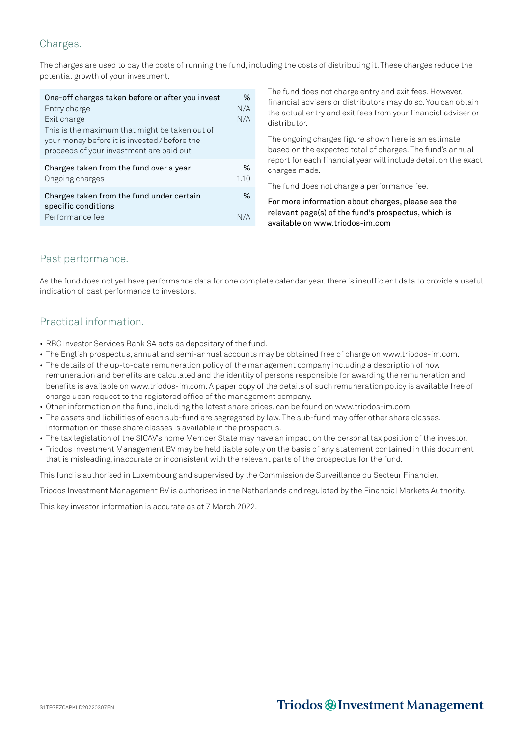## Charges.

The charges are used to pay the costs of running the fund, including the costs of distributing it. These charges reduce the potential growth of your investment.

| One-off charges taken before or after you invest | % |
|---|---|
| Entry charge | N/A |
| Exit charge | N/A |
| This is the maximum that might be taken out of your money before it is invested / before the proceeds of your investment are paid out | |
| **Charges taken from the fund over a year** | **%** |
| Ongoing charges | 1.10 |
| **Charges taken from the fund under certain specific conditions** | **%** |
| Performance fee | N/A |

The fund does not charge entry and exit fees. However, financial advisers or distributors may do so. You can obtain the actual entry and exit fees from your financial adviser or distributor.

The ongoing charges figure shown here is an estimate based on the expected total of charges. The fund's annual report for each financial year will include detail on the exact charges made.

The fund does not charge a performance fee.

For more information about charges, please see the relevant page(s) of the fund's prospectus, which is available on www.triodos-im.com

## Past performance.

As the fund does not yet have performance data for one complete calendar year, there is insufficient data to provide a useful indication of past performance to investors.

## Practical information.

- RBC Investor Services Bank SA acts as depositary of the fund.
- The English prospectus, annual and semi-annual accounts may be obtained free of charge on www.triodos-im.com.
- The details of the up-to-date remuneration policy of the management company including a description of how remuneration and benefits are calculated and the identity of persons responsible for awarding the remuneration and benefits is available on www.triodos-im.com. A paper copy of the details of such remuneration policy is available free of charge upon request to the registered office of the management company.
- Other information on the fund, including the latest share prices, can be found on www.triodos-im.com.
- The assets and liabilities of each sub-fund are segregated by law. The sub-fund may offer other share classes. Information on these share classes is available in the prospectus.
- The tax legislation of the SICAV's home Member State may have an impact on the personal tax position of the investor.
- Triodos Investment Management BV may be held liable solely on the basis of any statement contained in this document that is misleading, inaccurate or inconsistent with the relevant parts of the prospectus for the fund.

This fund is authorised in Luxembourg and supervised by the Commission de Surveillance du Secteur Financier.

Triodos Investment Management BV is authorised in the Netherlands and regulated by the Financial Markets Authority.

This key investor information is accurate as at 7 March 2022.

S1TFGFZCAPKIID20220307EN

Triodos Investment Management